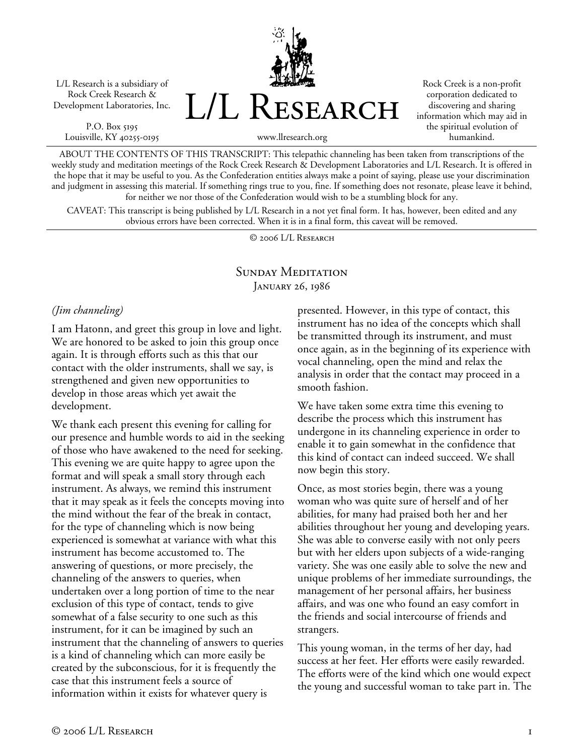L/L Research is a subsidiary of Rock Creek Research & Development Laboratories, Inc.

P.O. Box 5195
Louisville, KY 40255-0195

# L/L Research

www.llresearch.org

Rock Creek is a non-profit corporation dedicated to discovering and sharing information which may aid in the spiritual evolution of humankind.

ABOUT THE CONTENTS OF THIS TRANSCRIPT: This telepathic channeling has been taken from transcriptions of the weekly study and meditation meetings of the Rock Creek Research & Development Laboratories and L/L Research. It is offered in the hope that it may be useful to you. As the Confederation entities always make a point of saying, please use your discrimination and judgment in assessing this material. If something rings true to you, fine. If something does not resonate, please leave it behind, for neither we nor those of the Confederation would wish to be a stumbling block for any.

CAVEAT: This transcript is being published by L/L Research in a not yet final form. It has, however, been edited and any obvious errors have been corrected. When it is in a final form, this caveat will be removed.

© 2006 L/L Research

## Sunday Meditation
### January 26, 1986

*(Jim channeling)*

I am Hatonn, and greet this group in love and light. We are honored to be asked to join this group once again. It is through efforts such as this that our contact with the older instruments, shall we say, is strengthened and given new opportunities to develop in those areas which yet await the development.

We thank each present this evening for calling for our presence and humble words to aid in the seeking of those who have awakened to the need for seeking. This evening we are quite happy to agree upon the format and will speak a small story through each instrument. As always, we remind this instrument that it may speak as it feels the concepts moving into the mind without the fear of the break in contact, for the type of channeling which is now being experienced is somewhat at variance with what this instrument has become accustomed to. The answering of questions, or more precisely, the channeling of the answers to queries, when undertaken over a long portion of time to the near exclusion of this type of contact, tends to give somewhat of a false security to one such as this instrument, for it can be imagined by such an instrument that the channeling of answers to queries is a kind of channeling which can more easily be created by the subconscious, for it is frequently the case that this instrument feels a source of information within it exists for whatever query is presented. However, in this type of contact, this instrument has no idea of the concepts which shall be transmitted through its instrument, and must once again, as in the beginning of its experience with vocal channeling, open the mind and relax the analysis in order that the contact may proceed in a smooth fashion.

We have taken some extra time this evening to describe the process which this instrument has undergone in its channeling experience in order to enable it to gain somewhat in the confidence that this kind of contact can indeed succeed. We shall now begin this story.

Once, as most stories begin, there was a young woman who was quite sure of herself and of her abilities, for many had praised both her and her abilities throughout her young and developing years. She was able to converse easily with not only peers but with her elders upon subjects of a wide-ranging variety. She was one easily able to solve the new and unique problems of her immediate surroundings, the management of her personal affairs, her business affairs, and was one who found an easy comfort in the friends and social intercourse of friends and strangers.

This young woman, in the terms of her day, had success at her feet. Her efforts were easily rewarded. The efforts were of the kind which one would expect the young and successful woman to take part in. The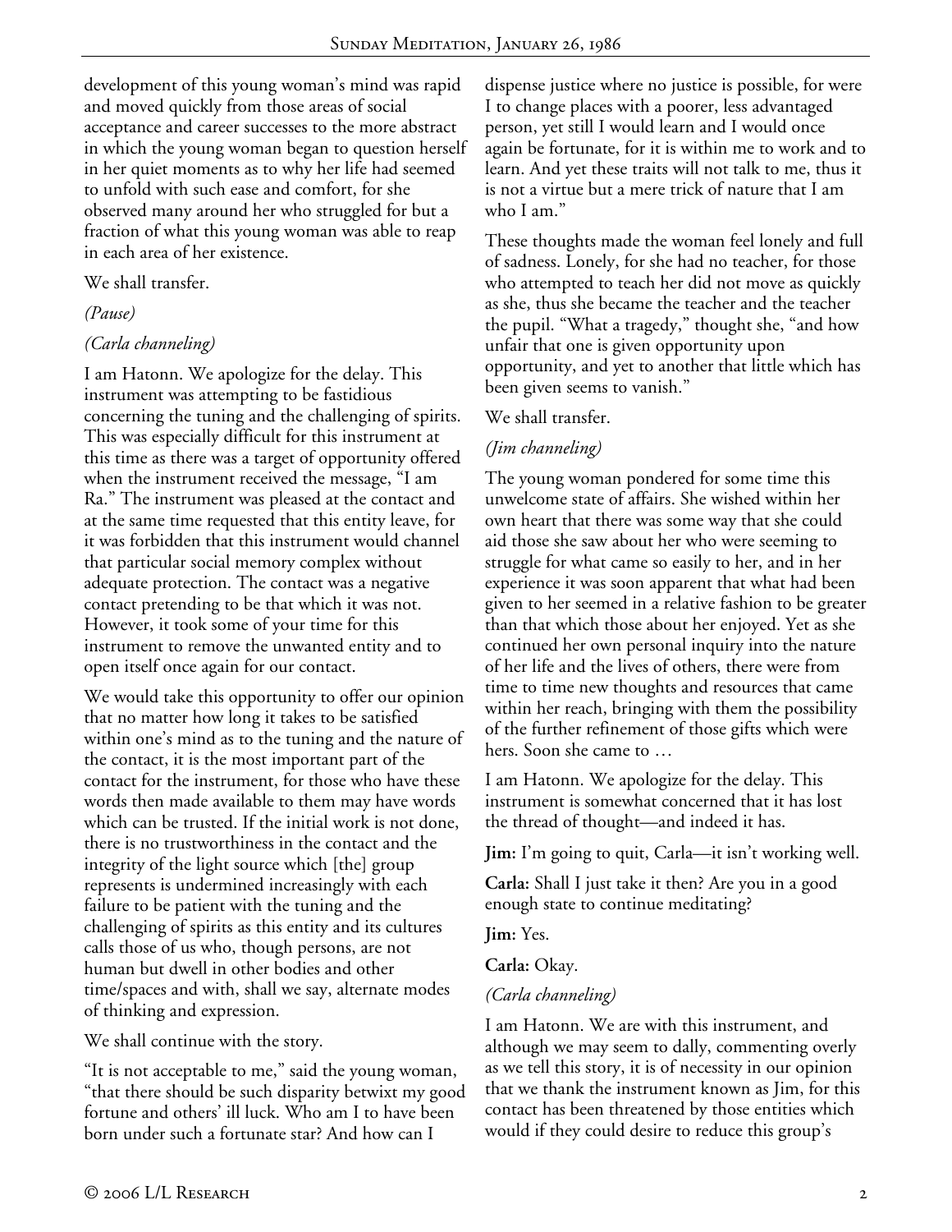development of this young woman's mind was rapid and moved quickly from those areas of social acceptance and career successes to the more abstract in which the young woman began to question herself in her quiet moments as to why her life had seemed to unfold with such ease and comfort, for she observed many around her who struggled for but a fraction of what this young woman was able to reap in each area of her existence.

We shall transfer.

*(Pause)*

*(Carla channeling)*

I am Hatonn. We apologize for the delay. This instrument was attempting to be fastidious concerning the tuning and the challenging of spirits. This was especially difficult for this instrument at this time as there was a target of opportunity offered when the instrument received the message, "I am Ra." The instrument was pleased at the contact and at the same time requested that this entity leave, for it was forbidden that this instrument would channel that particular social memory complex without adequate protection. The contact was a negative contact pretending to be that which it was not. However, it took some of your time for this instrument to remove the unwanted entity and to open itself once again for our contact.

We would take this opportunity to offer our opinion that no matter how long it takes to be satisfied within one's mind as to the tuning and the nature of the contact, it is the most important part of the contact for the instrument, for those who have these words then made available to them may have words which can be trusted. If the initial work is not done, there is no trustworthiness in the contact and the integrity of the light source which [the] group represents is undermined increasingly with each failure to be patient with the tuning and the challenging of spirits as this entity and its cultures calls those of us who, though persons, are not human but dwell in other bodies and other time/spaces and with, shall we say, alternate modes of thinking and expression.

We shall continue with the story.

"It is not acceptable to me," said the young woman, "that there should be such disparity betwixt my good fortune and others' ill luck. Who am I to have been born under such a fortunate star? And how can I dispense justice where no justice is possible, for were I to change places with a poorer, less advantaged person, yet still I would learn and I would once again be fortunate, for it is within me to work and to learn. And yet these traits will not talk to me, thus it is not a virtue but a mere trick of nature that I am who I am."

These thoughts made the woman feel lonely and full of sadness. Lonely, for she had no teacher, for those who attempted to teach her did not move as quickly as she, thus she became the teacher and the teacher the pupil. "What a tragedy," thought she, "and how unfair that one is given opportunity upon opportunity, and yet to another that little which has been given seems to vanish."

We shall transfer.

*(Jim channeling)*

The young woman pondered for some time this unwelcome state of affairs. She wished within her own heart that there was some way that she could aid those she saw about her who were seeming to struggle for what came so easily to her, and in her experience it was soon apparent that what had been given to her seemed in a relative fashion to be greater than that which those about her enjoyed. Yet as she continued her own personal inquiry into the nature of her life and the lives of others, there were from time to time new thoughts and resources that came within her reach, bringing with them the possibility of the further refinement of those gifts which were hers. Soon she came to …

I am Hatonn. We apologize for the delay. This instrument is somewhat concerned that it has lost the thread of thought—and indeed it has.

**Jim:** I'm going to quit, Carla—it isn't working well.

**Carla:** Shall I just take it then? Are you in a good enough state to continue meditating?

**Jim:** Yes.

**Carla:** Okay.

*(Carla channeling)*

I am Hatonn. We are with this instrument, and although we may seem to dally, commenting overly as we tell this story, it is of necessity in our opinion that we thank the instrument known as Jim, for this contact has been threatened by those entities which would if they could desire to reduce this group's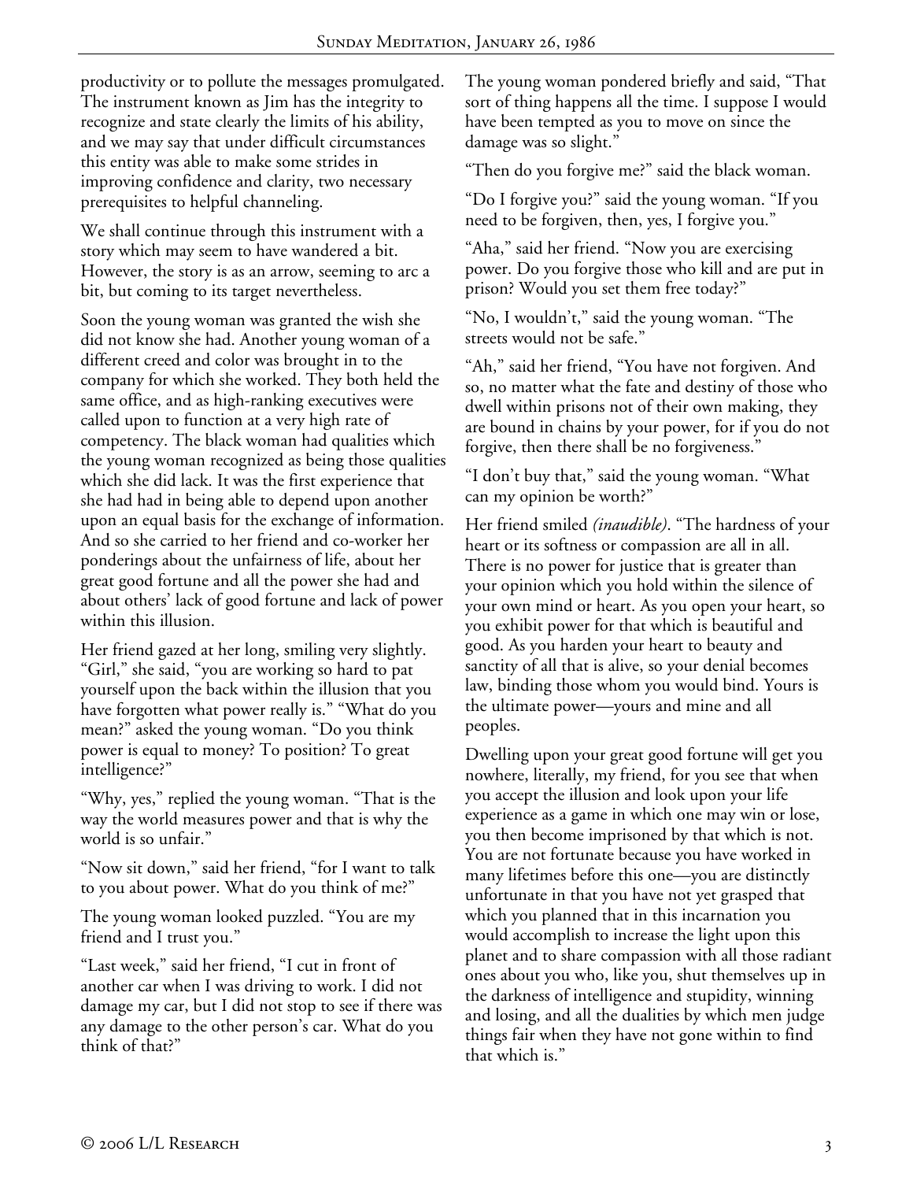productivity or to pollute the messages promulgated. The instrument known as Jim has the integrity to recognize and state clearly the limits of his ability, and we may say that under difficult circumstances this entity was able to make some strides in improving confidence and clarity, two necessary prerequisites to helpful channeling.

We shall continue through this instrument with a story which may seem to have wandered a bit. However, the story is as an arrow, seeming to arc a bit, but coming to its target nevertheless.

Soon the young woman was granted the wish she did not know she had. Another young woman of a different creed and color was brought in to the company for which she worked. They both held the same office, and as high-ranking executives were called upon to function at a very high rate of competency. The black woman had qualities which the young woman recognized as being those qualities which she did lack. It was the first experience that she had had in being able to depend upon another upon an equal basis for the exchange of information. And so she carried to her friend and co-worker her ponderings about the unfairness of life, about her great good fortune and all the power she had and about others' lack of good fortune and lack of power within this illusion.

Her friend gazed at her long, smiling very slightly. "Girl," she said, "you are working so hard to pat yourself upon the back within the illusion that you have forgotten what power really is." "What do you mean?" asked the young woman. "Do you think power is equal to money? To position? To great intelligence?"

"Why, yes," replied the young woman. "That is the way the world measures power and that is why the world is so unfair."

"Now sit down," said her friend, "for I want to talk to you about power. What do you think of me?"

The young woman looked puzzled. "You are my friend and I trust you."

"Last week," said her friend, "I cut in front of another car when I was driving to work. I did not damage my car, but I did not stop to see if there was any damage to the other person's car. What do you think of that?"

The young woman pondered briefly and said, "That sort of thing happens all the time. I suppose I would have been tempted as you to move on since the damage was so slight."

"Then do you forgive me?" said the black woman.

"Do I forgive you?" said the young woman. "If you need to be forgiven, then, yes, I forgive you."

"Aha," said her friend. "Now you are exercising power. Do you forgive those who kill and are put in prison? Would you set them free today?"

"No, I wouldn't," said the young woman. "The streets would not be safe."

"Ah," said her friend, "You have not forgiven. And so, no matter what the fate and destiny of those who dwell within prisons not of their own making, they are bound in chains by your power, for if you do not forgive, then there shall be no forgiveness."

"I don't buy that," said the young woman. "What can my opinion be worth?"

Her friend smiled *(inaudible)*. "The hardness of your heart or its softness or compassion are all in all. There is no power for justice that is greater than your opinion which you hold within the silence of your own mind or heart. As you open your heart, so you exhibit power for that which is beautiful and good. As you harden your heart to beauty and sanctity of all that is alive, so your denial becomes law, binding those whom you would bind. Yours is the ultimate power—yours and mine and all peoples.

Dwelling upon your great good fortune will get you nowhere, literally, my friend, for you see that when you accept the illusion and look upon your life experience as a game in which one may win or lose, you then become imprisoned by that which is not. You are not fortunate because you have worked in many lifetimes before this one—you are distinctly unfortunate in that you have not yet grasped that which you planned that in this incarnation you would accomplish to increase the light upon this planet and to share compassion with all those radiant ones about you who, like you, shut themselves up in the darkness of intelligence and stupidity, winning and losing, and all the dualities by which men judge things fair when they have not gone within to find that which is."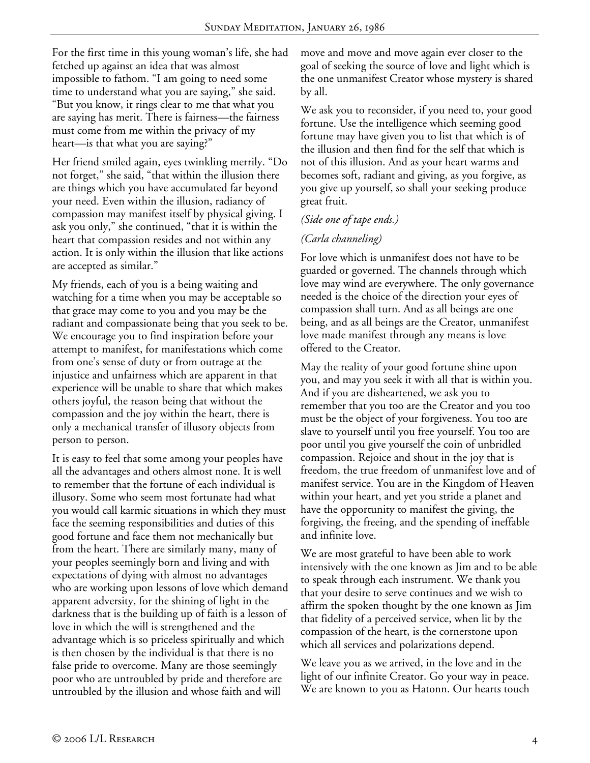For the first time in this young woman's life, she had fetched up against an idea that was almost impossible to fathom. "I am going to need some time to understand what you are saying," she said. "But you know, it rings clear to me that what you are saying has merit. There is fairness—the fairness must come from me within the privacy of my heart—is that what you are saying?"

Her friend smiled again, eyes twinkling merrily. "Do not forget," she said, "that within the illusion there are things which you have accumulated far beyond your need. Even within the illusion, radiancy of compassion may manifest itself by physical giving. I ask you only," she continued, "that it is within the heart that compassion resides and not within any action. It is only within the illusion that like actions are accepted as similar."

My friends, each of you is a being waiting and watching for a time when you may be acceptable so that grace may come to you and you may be the radiant and compassionate being that you seek to be. We encourage you to find inspiration before your attempt to manifest, for manifestations which come from one's sense of duty or from outrage at the injustice and unfairness which are apparent in that experience will be unable to share that which makes others joyful, the reason being that without the compassion and the joy within the heart, there is only a mechanical transfer of illusory objects from person to person.

It is easy to feel that some among your peoples have all the advantages and others almost none. It is well to remember that the fortune of each individual is illusory. Some who seem most fortunate had what you would call karmic situations in which they must face the seeming responsibilities and duties of this good fortune and face them not mechanically but from the heart. There are similarly many, many of your peoples seemingly born and living and with expectations of dying with almost no advantages who are working upon lessons of love which demand apparent adversity, for the shining of light in the darkness that is the building up of faith is a lesson of love in which the will is strengthened and the advantage which is so priceless spiritually and which is then chosen by the individual is that there is no false pride to overcome. Many are those seemingly poor who are untroubled by pride and therefore are untroubled by the illusion and whose faith and will move and move and move again ever closer to the goal of seeking the source of love and light which is the one unmanifest Creator whose mystery is shared by all.

We ask you to reconsider, if you need to, your good fortune. Use the intelligence which seeming good fortune may have given you to list that which is of the illusion and then find for the self that which is not of this illusion. And as your heart warms and becomes soft, radiant and giving, as you forgive, as you give up yourself, so shall your seeking produce great fruit.

*(Side one of tape ends.)*

*(Carla channeling)*

For love which is unmanifest does not have to be guarded or governed. The channels through which love may wind are everywhere. The only governance needed is the choice of the direction your eyes of compassion shall turn. And as all beings are one being, and as all beings are the Creator, unmanifest love made manifest through any means is love offered to the Creator.

May the reality of your good fortune shine upon you, and may you seek it with all that is within you. And if you are disheartened, we ask you to remember that you too are the Creator and you too must be the object of your forgiveness. You too are slave to yourself until you free yourself. You too are poor until you give yourself the coin of unbridled compassion. Rejoice and shout in the joy that is freedom, the true freedom of unmanifest love and of manifest service. You are in the Kingdom of Heaven within your heart, and yet you stride a planet and have the opportunity to manifest the giving, the forgiving, the freeing, and the spending of ineffable and infinite love.

We are most grateful to have been able to work intensively with the one known as Jim and to be able to speak through each instrument. We thank you that your desire to serve continues and we wish to affirm the spoken thought by the one known as Jim that fidelity of a perceived service, when lit by the compassion of the heart, is the cornerstone upon which all services and polarizations depend.

We leave you as we arrived, in the love and in the light of our infinite Creator. Go your way in peace. We are known to you as Hatonn. Our hearts touch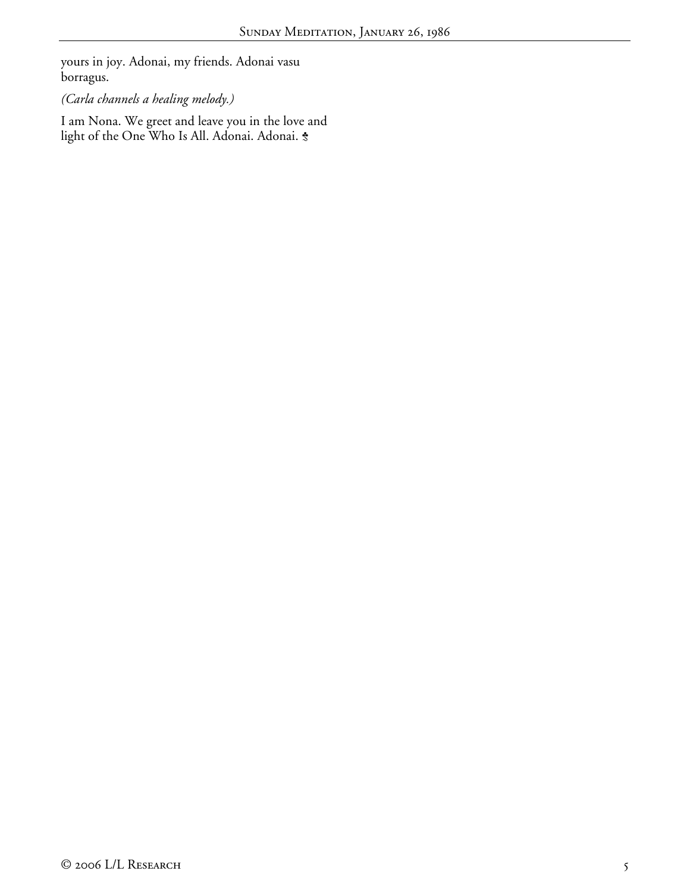yours in joy. Adonai, my friends. Adonai vasu borragus.

*(Carla channels a healing melody.)*

I am Nona. We greet and leave you in the love and light of the One Who Is All. Adonai. Adonai. ♣